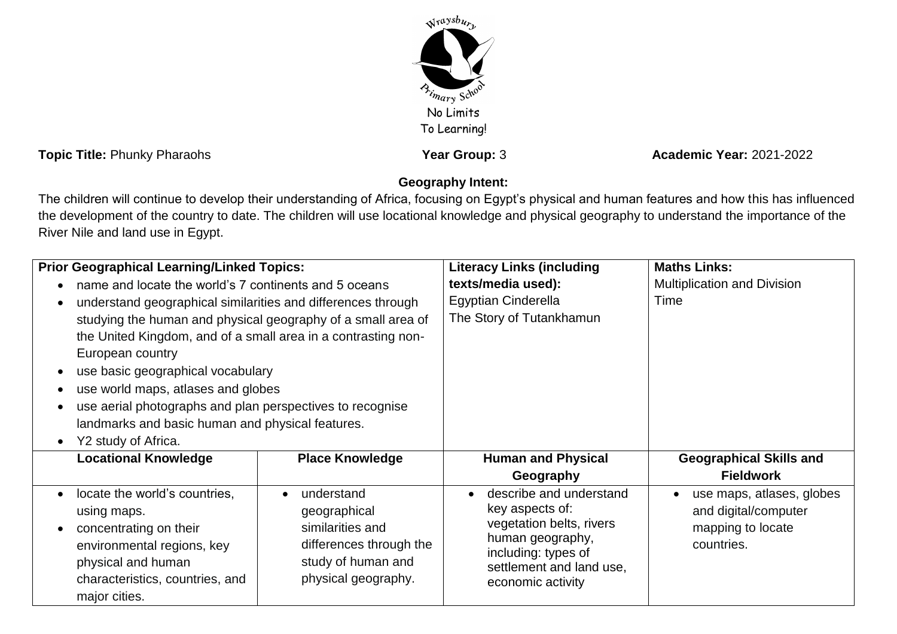Wraysbury Primary School

No Limits To Learning!

**Topic Title:** Phunky Pharaohs **Year Group:** 3 **Academic Year:** 2021-2022

**Geography Intent:**

The children will continue to develop their understanding of Africa, focusing on Egypt's physical and human features and how this has influenced the development of the country to date. The children will use locational knowledge and physical geography to understand the importance of the River Nile and land use in Egypt.

| **Prior Geographical Learning/Linked Topics:** | | **Literacy Links (including texts/media used):** | **Maths Links:** |
|---|---|---|---|
| • name and locate the world's 7 continents and 5 oceans<br>• understand geographical similarities and differences through studying the human and physical geography of a small area of the United Kingdom, and of a small area in a contrasting non-European country<br>• use basic geographical vocabulary<br>• use world maps, atlases and globes<br>• use aerial photographs and plan perspectives to recognise landmarks and basic human and physical features.<br>• Y2 study of Africa. | | Egyptian Cinderella<br>The Story of Tutankhamun | Multiplication and Division<br>Time |
| **Locational Knowledge** | **Place Knowledge** | **Human and Physical Geography** | **Geographical Skills and Fieldwork** |
| • locate the world's countries, using maps.<br>• concentrating on their environmental regions, key physical and human characteristics, countries, and major cities. | • understand geographical similarities and differences through the study of human and physical geography. | • describe and understand key aspects of: vegetation belts, rivers human geography, including: types of settlement and land use, economic activity | • use maps, atlases, globes and digital/computer mapping to locate countries. |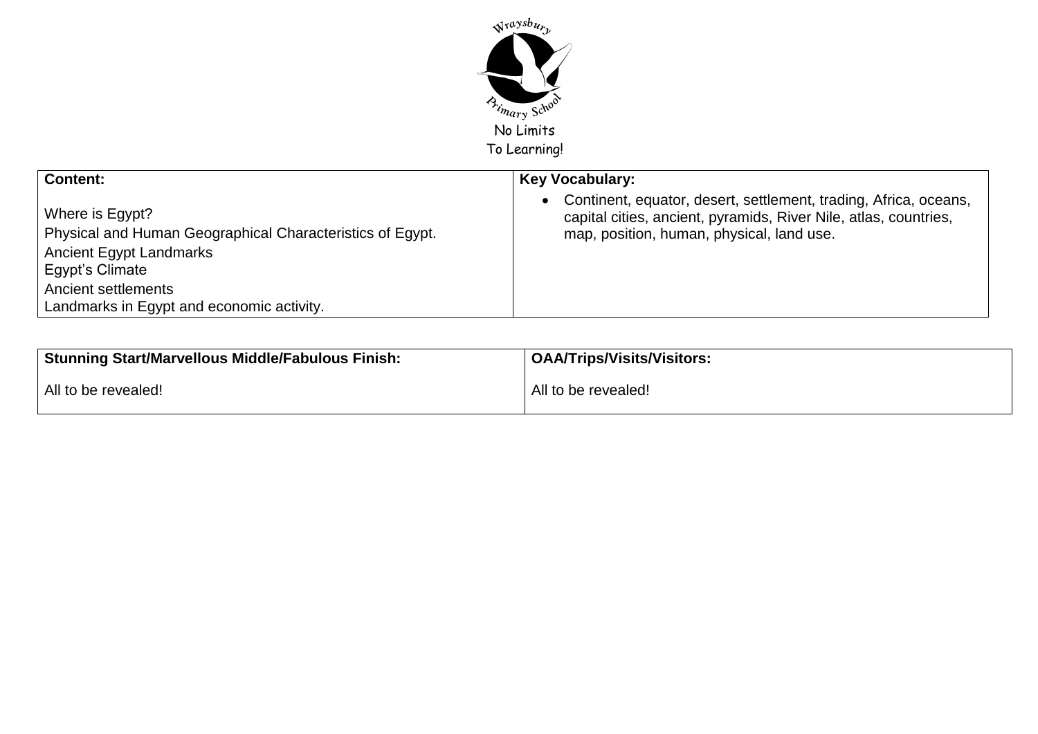No Limits
To Learning!

| Content: | Key Vocabulary: |
| --- | --- |
| Where is Egypt?<br>Physical and Human Geographical Characteristics of Egypt.<br>Ancient Egypt Landmarks<br>Egypt's Climate<br>Ancient settlements<br>Landmarks in Egypt and economic activity. | • Continent, equator, desert, settlement, trading, Africa, oceans, capital cities, ancient, pyramids, River Nile, atlas, countries, map, position, human, physical, land use. |

| Stunning Start/Marvellous Middle/Fabulous Finish: | OAA/Trips/Visits/Visitors: |
| --- | --- |
| All to be revealed! | All to be revealed! |